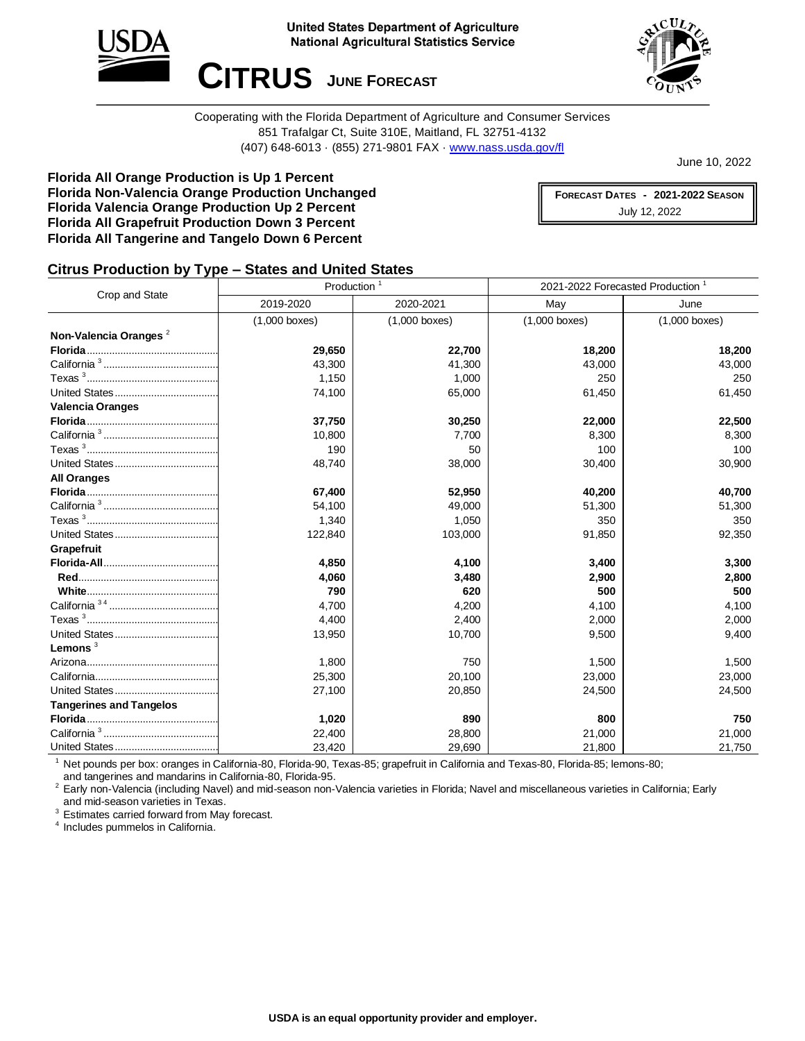United States Department of Agriculture
National Agricultural Statistics Service

# CITRUS JUNE FORECAST

Cooperating with the Florida Department of Agriculture and Consumer Services
851 Trafalgar Ct, Suite 310E, Maitland, FL 32751-4132
(407) 648-6013 · (855) 271-9801 FAX · www.nass.usda.gov/fl

June 10, 2022

**Florida All Orange Production is Up 1 Percent**
**Florida Non-Valencia Orange Production Unchanged**
**Florida Valencia Orange Production Up 2 Percent**
**Florida All Grapefruit Production Down 3 Percent**
**Florida All Tangerine and Tangelo Down 6 Percent**

| FORECAST DATES - 2021-2022 SEASON |
|---|
| July 12, 2022 |

## Citrus Production by Type – States and United States

| Crop and State | Production [1] | | 2021-2022 Forecasted Production [1] | |
|---|---|---|---|---|
| | 2019-2020 | 2020-2021 | May | June |
| | (1,000 boxes) | (1,000 boxes) | (1,000 boxes) | (1,000 boxes) |
| **Non-Valencia Oranges** [2] | | | | |
| **Florida** | **29,650** | **22,700** | **18,200** | **18,200** |
| California [3] | 43,300 | 41,300 | 43,000 | 43,000 |
| Texas [3] | 1,150 | 1,000 | 250 | 250 |
| United States | 74,100 | 65,000 | 61,450 | 61,450 |
| **Valencia Oranges** | | | | |
| **Florida** | **37,750** | **30,250** | **22,000** | **22,500** |
| California [3] | 10,800 | 7,700 | 8,300 | 8,300 |
| Texas [3] | 190 | 50 | 100 | 100 |
| United States | 48,740 | 38,000 | 30,400 | 30,900 |
| **All Oranges** | | | | |
| **Florida** | **67,400** | **52,950** | **40,200** | **40,700** |
| California [3] | 54,100 | 49,000 | 51,300 | 51,300 |
| Texas [3] | 1,340 | 1,050 | 350 | 350 |
| United States | 122,840 | 103,000 | 91,850 | 92,350 |
| **Grapefruit** | | | | |
| **Florida-All** | **4,850** | **4,100** | **3,400** | **3,300** |
| **Red** | **4,060** | **3,480** | **2,900** | **2,800** |
| **White** | **790** | **620** | **500** | **500** |
| California [3 4] | 4,700 | 4,200 | 4,100 | 4,100 |
| Texas [3] | 4,400 | 2,400 | 2,000 | 2,000 |
| United States | 13,950 | 10,700 | 9,500 | 9,400 |
| **Lemons** [3] | | | | |
| Arizona | 1,800 | 750 | 1,500 | 1,500 |
| California | 25,300 | 20,100 | 23,000 | 23,000 |
| United States | 27,100 | 20,850 | 24,500 | 24,500 |
| **Tangerines and Tangelos** | | | | |
| **Florida** | **1,020** | **890** | **800** | **750** |
| California [3] | 22,400 | 28,800 | 21,000 | 21,000 |
| United States | 23,420 | 29,690 | 21,800 | 21,750 |

[1] Net pounds per box: oranges in California-80, Florida-90, Texas-85; grapefruit in California and Texas-80, Florida-85; lemons-80; and tangerines and mandarins in California-80, Florida-95.
[2] Early non-Valencia (including Navel) and mid-season non-Valencia varieties in Florida; Navel and miscellaneous varieties in California; Early and mid-season varieties in Texas.
[3] Estimates carried forward from May forecast.
[4] Includes pummelos in California.

USDA is an equal opportunity provider and employer.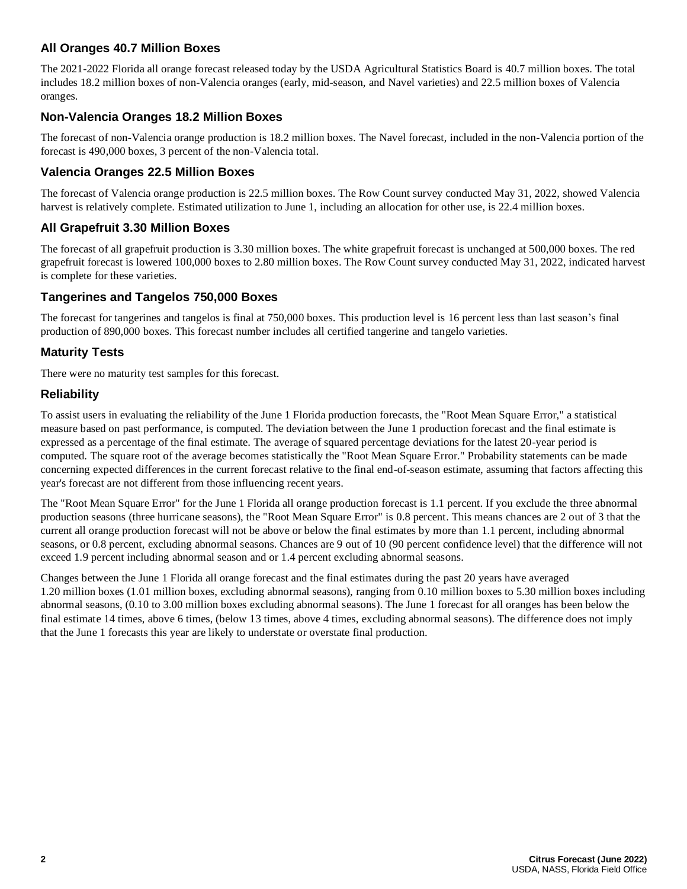## All Oranges 40.7 Million Boxes

The 2021-2022 Florida all orange forecast released today by the USDA Agricultural Statistics Board is 40.7 million boxes. The total includes 18.2 million boxes of non-Valencia oranges (early, mid-season, and Navel varieties) and 22.5 million boxes of Valencia oranges.

## Non-Valencia Oranges 18.2 Million Boxes

The forecast of non-Valencia orange production is 18.2 million boxes. The Navel forecast, included in the non-Valencia portion of the forecast is 490,000 boxes, 3 percent of the non-Valencia total.

## Valencia Oranges 22.5 Million Boxes

The forecast of Valencia orange production is 22.5 million boxes. The Row Count survey conducted May 31, 2022, showed Valencia harvest is relatively complete. Estimated utilization to June 1, including an allocation for other use, is 22.4 million boxes.

## All Grapefruit 3.30 Million Boxes

The forecast of all grapefruit production is 3.30 million boxes. The white grapefruit forecast is unchanged at 500,000 boxes. The red grapefruit forecast is lowered 100,000 boxes to 2.80 million boxes. The Row Count survey conducted May 31, 2022, indicated harvest is complete for these varieties.

## Tangerines and Tangelos 750,000 Boxes

The forecast for tangerines and tangelos is final at 750,000 boxes. This production level is 16 percent less than last season's final production of 890,000 boxes. This forecast number includes all certified tangerine and tangelo varieties.

## Maturity Tests

There were no maturity test samples for this forecast.

## Reliability

To assist users in evaluating the reliability of the June 1 Florida production forecasts, the "Root Mean Square Error," a statistical measure based on past performance, is computed. The deviation between the June 1 production forecast and the final estimate is expressed as a percentage of the final estimate. The average of squared percentage deviations for the latest 20-year period is computed. The square root of the average becomes statistically the "Root Mean Square Error." Probability statements can be made concerning expected differences in the current forecast relative to the final end-of-season estimate, assuming that factors affecting this year's forecast are not different from those influencing recent years.

The "Root Mean Square Error" for the June 1 Florida all orange production forecast is 1.1 percent. If you exclude the three abnormal production seasons (three hurricane seasons), the "Root Mean Square Error" is 0.8 percent. This means chances are 2 out of 3 that the current all orange production forecast will not be above or below the final estimates by more than 1.1 percent, including abnormal seasons, or 0.8 percent, excluding abnormal seasons. Chances are 9 out of 10 (90 percent confidence level) that the difference will not exceed 1.9 percent including abnormal season and or 1.4 percent excluding abnormal seasons.

Changes between the June 1 Florida all orange forecast and the final estimates during the past 20 years have averaged 1.20 million boxes (1.01 million boxes, excluding abnormal seasons), ranging from 0.10 million boxes to 5.30 million boxes including abnormal seasons, (0.10 to 3.00 million boxes excluding abnormal seasons). The June 1 forecast for all oranges has been below the final estimate 14 times, above 6 times, (below 13 times, above 4 times, excluding abnormal seasons). The difference does not imply that the June 1 forecasts this year are likely to understate or overstate final production.